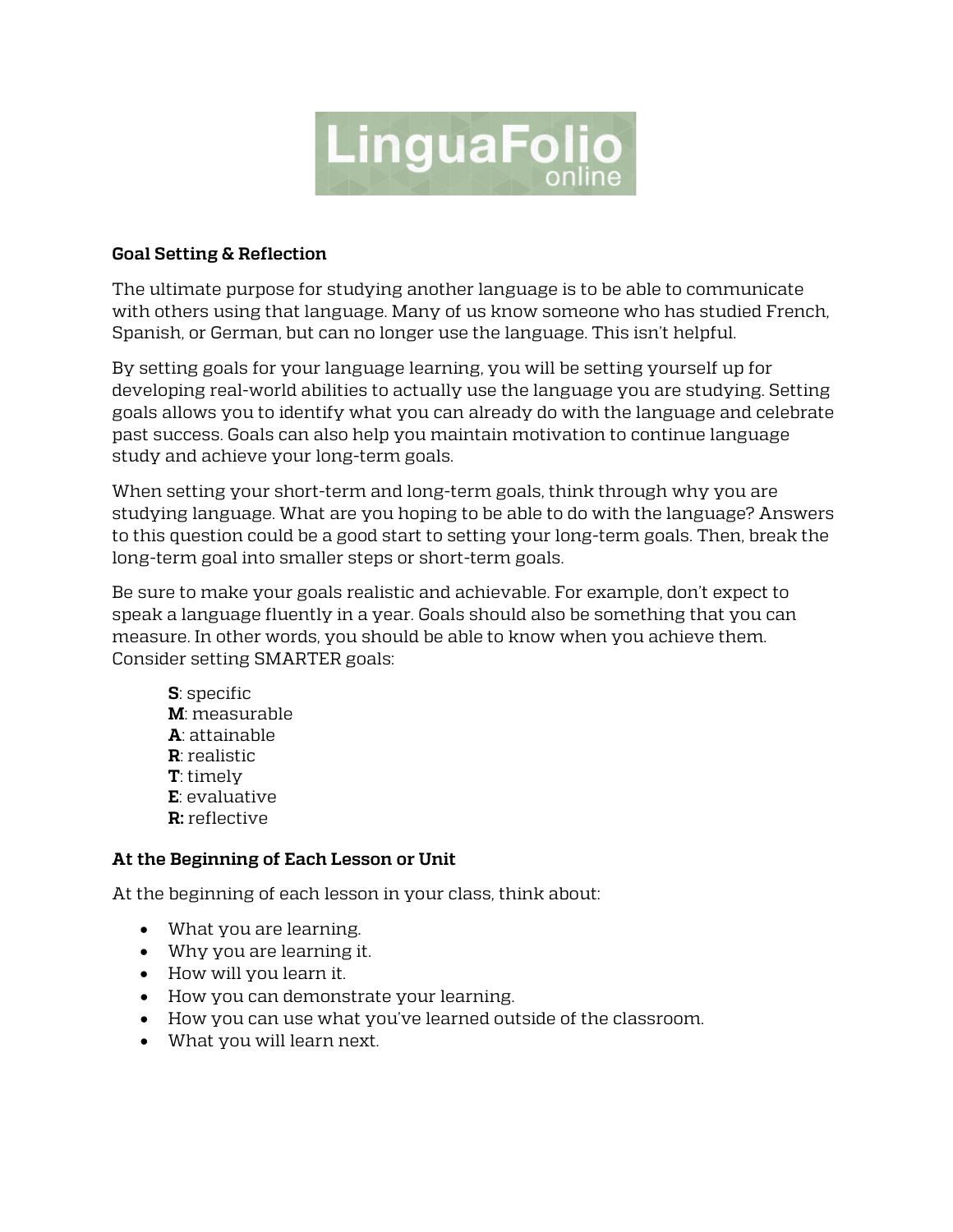LinguaFolio online

**Goal Setting & Reflection**

The ultimate purpose for studying another language is to be able to communicate with others using that language. Many of us know someone who has studied French, Spanish, or German, but can no longer use the language. This isn't helpful.

By setting goals for your language learning, you will be setting yourself up for developing real-world abilities to actually use the language you are studying. Setting goals allows you to identify what you can already do with the language and celebrate past success. Goals can also help you maintain motivation to continue language study and achieve your long-term goals.

When setting your short-term and long-term goals, think through why you are studying language. What are you hoping to be able to do with the language? Answers to this question could be a good start to setting your long-term goals. Then, break the long-term goal into smaller steps or short-term goals.

Be sure to make your goals realistic and achievable. For example, don't expect to speak a language fluently in a year. Goals should also be something that you can measure. In other words, you should be able to know when you achieve them. Consider setting SMARTER goals:

**S**: specific
**M**: measurable
**A**: attainable
**R**: realistic
**T**: timely
**E**: evaluative
**R:** reflective

**At the Beginning of Each Lesson or Unit**

At the beginning of each lesson in your class, think about:

- What you are learning.
- Why you are learning it.
- How will you learn it.
- How you can demonstrate your learning.
- How you can use what you've learned outside of the classroom.
- What you will learn next.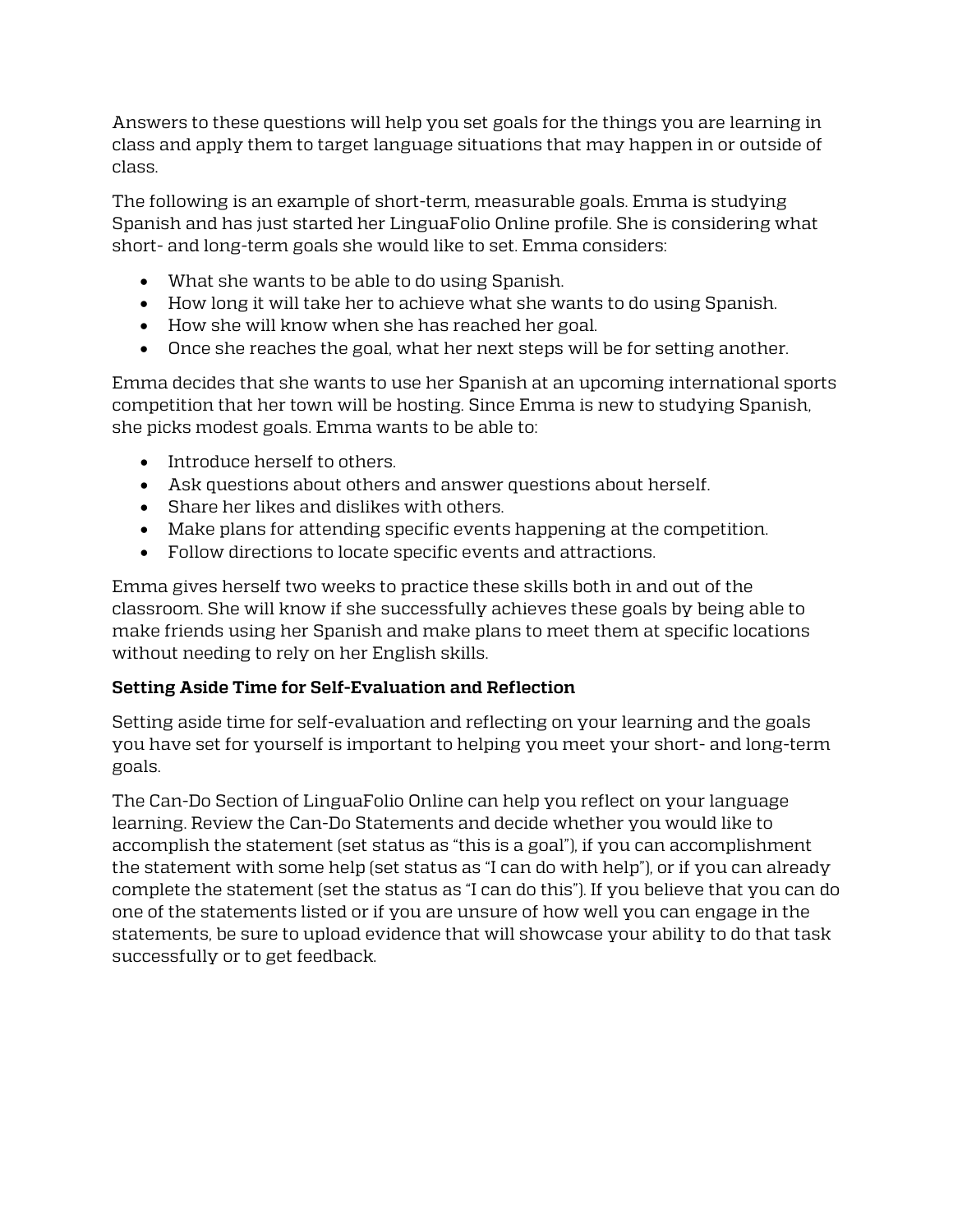Answers to these questions will help you set goals for the things you are learning in class and apply them to target language situations that may happen in or outside of class.

The following is an example of short-term, measurable goals. Emma is studying Spanish and has just started her LinguaFolio Online profile. She is considering what short- and long-term goals she would like to set. Emma considers:

- What she wants to be able to do using Spanish.
- How long it will take her to achieve what she wants to do using Spanish.
- How she will know when she has reached her goal.
- Once she reaches the goal, what her next steps will be for setting another.

Emma decides that she wants to use her Spanish at an upcoming international sports competition that her town will be hosting. Since Emma is new to studying Spanish, she picks modest goals. Emma wants to be able to:

- Introduce herself to others.
- Ask questions about others and answer questions about herself.
- Share her likes and dislikes with others.
- Make plans for attending specific events happening at the competition.
- Follow directions to locate specific events and attractions.

Emma gives herself two weeks to practice these skills both in and out of the classroom. She will know if she successfully achieves these goals by being able to make friends using her Spanish and make plans to meet them at specific locations without needing to rely on her English skills.

**Setting Aside Time for Self-Evaluation and Reflection**

Setting aside time for self-evaluation and reflecting on your learning and the goals you have set for yourself is important to helping you meet your short- and long-term goals.

The Can-Do Section of LinguaFolio Online can help you reflect on your language learning. Review the Can-Do Statements and decide whether you would like to accomplish the statement (set status as "this is a goal"), if you can accomplishment the statement with some help (set status as "I can do with help"), or if you can already complete the statement (set the status as "I can do this"). If you believe that you can do one of the statements listed or if you are unsure of how well you can engage in the statements, be sure to upload evidence that will showcase your ability to do that task successfully or to get feedback.